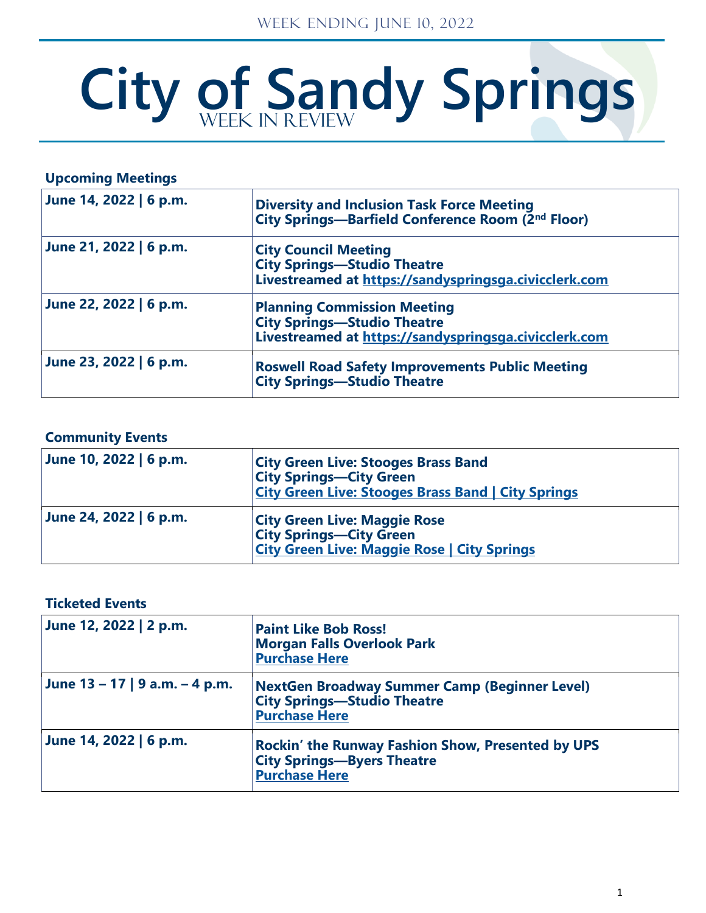WEEK ENDING JUNE 10, 2022

# City of Sandy Springs

## WEEK IN REVIEW

### Upcoming Meetings

| | |
|---|---|
| **June 14, 2022 \| 6 p.m.** | **Diversity and Inclusion Task Force Meeting**<br>**City Springs—Barfield Conference Room (2nd Floor)** |
| **June 21, 2022 \| 6 p.m.** | **City Council Meeting**<br>**City Springs—Studio Theatre**<br>**Livestreamed at https://sandyspringsga.civicclerk.com** |
| **June 22, 2022 \| 6 p.m.** | **Planning Commission Meeting**<br>**City Springs—Studio Theatre**<br>**Livestreamed at https://sandyspringsga.civicclerk.com** |
| **June 23, 2022 \| 6 p.m.** | **Roswell Road Safety Improvements Public Meeting**<br>**City Springs—Studio Theatre** |

### Community Events

| | |
|---|---|
| **June 10, 2022 \| 6 p.m.** | **City Green Live: Stooges Brass Band**<br>**City Springs—City Green**<br>**City Green Live: Stooges Brass Band \| City Springs** |
| **June 24, 2022 \| 6 p.m.** | **City Green Live: Maggie Rose**<br>**City Springs—City Green**<br>**City Green Live: Maggie Rose \| City Springs** |

### Ticketed Events

| | |
|---|---|
| **June 12, 2022 \| 2 p.m.** | **Paint Like Bob Ross!**<br>**Morgan Falls Overlook Park**<br>**Purchase Here** |
| **June 13 – 17 \| 9 a.m. – 4 p.m.** | **NextGen Broadway Summer Camp (Beginner Level)**<br>**City Springs—Studio Theatre**<br>**Purchase Here** |
| **June 14, 2022 \| 6 p.m.** | **Rockin' the Runway Fashion Show, Presented by UPS**<br>**City Springs—Byers Theatre**<br>**Purchase Here** |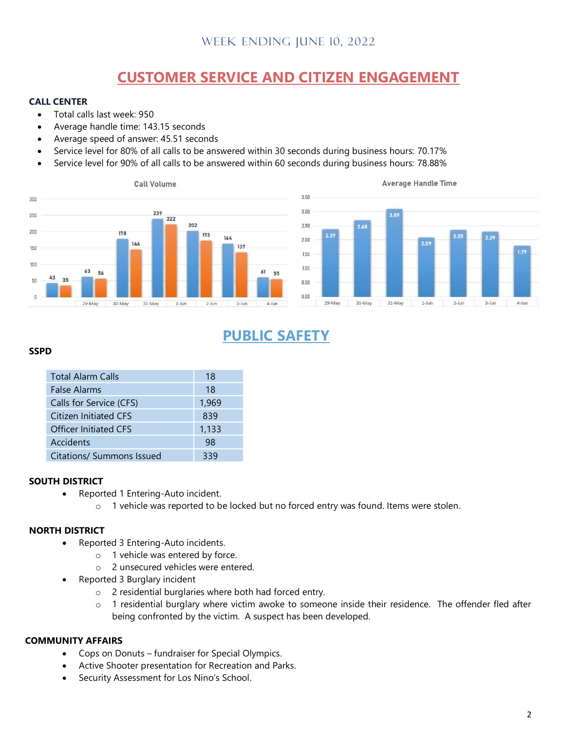# CUSTOMER SERVICE AND CITIZEN ENGAGEMENT

**CALL CENTER**

- Total calls last week: 950
- Average handle time: 143.15 seconds
- Average speed of answer: 45.51 seconds
- Service level for 80% of all calls to be answered within 30 seconds during business hours: 70.17%
- Service level for 90% of all calls to be answered within 60 seconds during business hours: 78.88%

# PUBLIC SAFETY

**SSPD**

| Total Alarm Calls | 18 |
|---|---|
| False Alarms | 18 |
| Calls for Service (CFS) | 1,969 |
| Citizen Initiated CFS | 839 |
| Officer Initiated CFS | 1,133 |
| Accidents | 98 |
| Citations/ Summons Issued | 339 |

**SOUTH DISTRICT**

- Reported 1 Entering-Auto incident.
  - 1 vehicle was reported to be locked but no forced entry was found. Items were stolen.

**NORTH DISTRICT**

- Reported 3 Entering-Auto incidents.
  - 1 vehicle was entered by force.
  - 2 unsecured vehicles were entered.
- Reported 3 Burglary incident
  - 2 residential burglaries where both had forced entry.
  - 1 residential burglary where victim awoke to someone inside their residence. The offender fled after being confronted by the victim. A suspect has been developed.

**COMMUNITY AFFAIRS**

- Cops on Donuts – fundraiser for Special Olympics.
- Active Shooter presentation for Recreation and Parks.
- Security Assessment for Los Nino's School.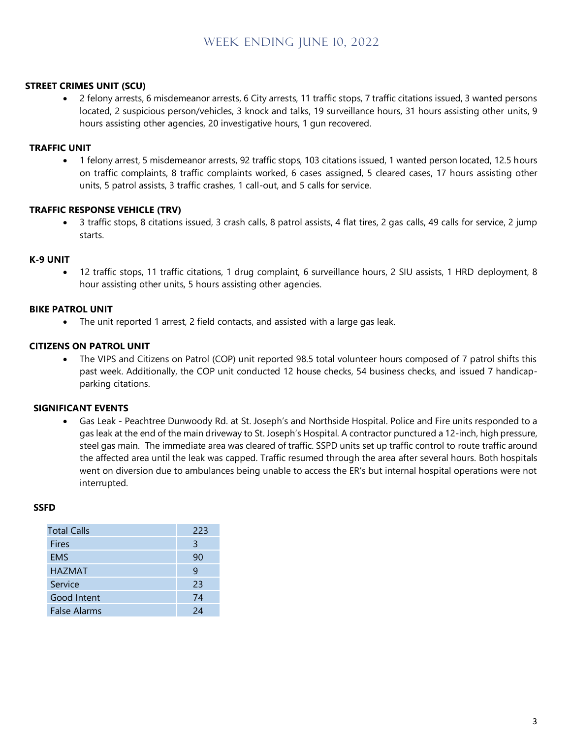# WEEK ENDING JUNE 10, 2022

**STREET CRIMES UNIT (SCU)**

- 2 felony arrests, 6 misdemeanor arrests, 6 City arrests, 11 traffic stops, 7 traffic citations issued, 3 wanted persons located, 2 suspicious person/vehicles, 3 knock and talks, 19 surveillance hours, 31 hours assisting other units, 9 hours assisting other agencies, 20 investigative hours, 1 gun recovered.

**TRAFFIC UNIT**

- 1 felony arrest, 5 misdemeanor arrests, 92 traffic stops, 103 citations issued, 1 wanted person located, 12.5 hours on traffic complaints, 8 traffic complaints worked, 6 cases assigned, 5 cleared cases, 17 hours assisting other units, 5 patrol assists, 3 traffic crashes, 1 call-out, and 5 calls for service.

**TRAFFIC RESPONSE VEHICLE (TRV)**

- 3 traffic stops, 8 citations issued, 3 crash calls, 8 patrol assists, 4 flat tires, 2 gas calls, 49 calls for service, 2 jump starts.

**K-9 UNIT**

- 12 traffic stops, 11 traffic citations, 1 drug complaint, 6 surveillance hours, 2 SIU assists, 1 HRD deployment, 8 hour assisting other units, 5 hours assisting other agencies.

**BIKE PATROL UNIT**

- The unit reported 1 arrest, 2 field contacts, and assisted with a large gas leak.

**CITIZENS ON PATROL UNIT**

- The VIPS and Citizens on Patrol (COP) unit reported 98.5 total volunteer hours composed of 7 patrol shifts this past week. Additionally, the COP unit conducted 12 house checks, 54 business checks, and issued 7 handicap-parking citations.

**SIGNIFICANT EVENTS**

- Gas Leak - Peachtree Dunwoody Rd. at St. Joseph's and Northside Hospital. Police and Fire units responded to a gas leak at the end of the main driveway to St. Joseph's Hospital. A contractor punctured a 12-inch, high pressure, steel gas main. The immediate area was cleared of traffic. SSPD units set up traffic control to route traffic around the affected area until the leak was capped. Traffic resumed through the area after several hours. Both hospitals went on diversion due to ambulances being unable to access the ER's but internal hospital operations were not interrupted.

**SSFD**

| Total Calls | 223 |
|---|---|
| Fires | 3 |
| EMS | 90 |
| HAZMAT | 9 |
| Service | 23 |
| Good Intent | 74 |
| False Alarms | 24 |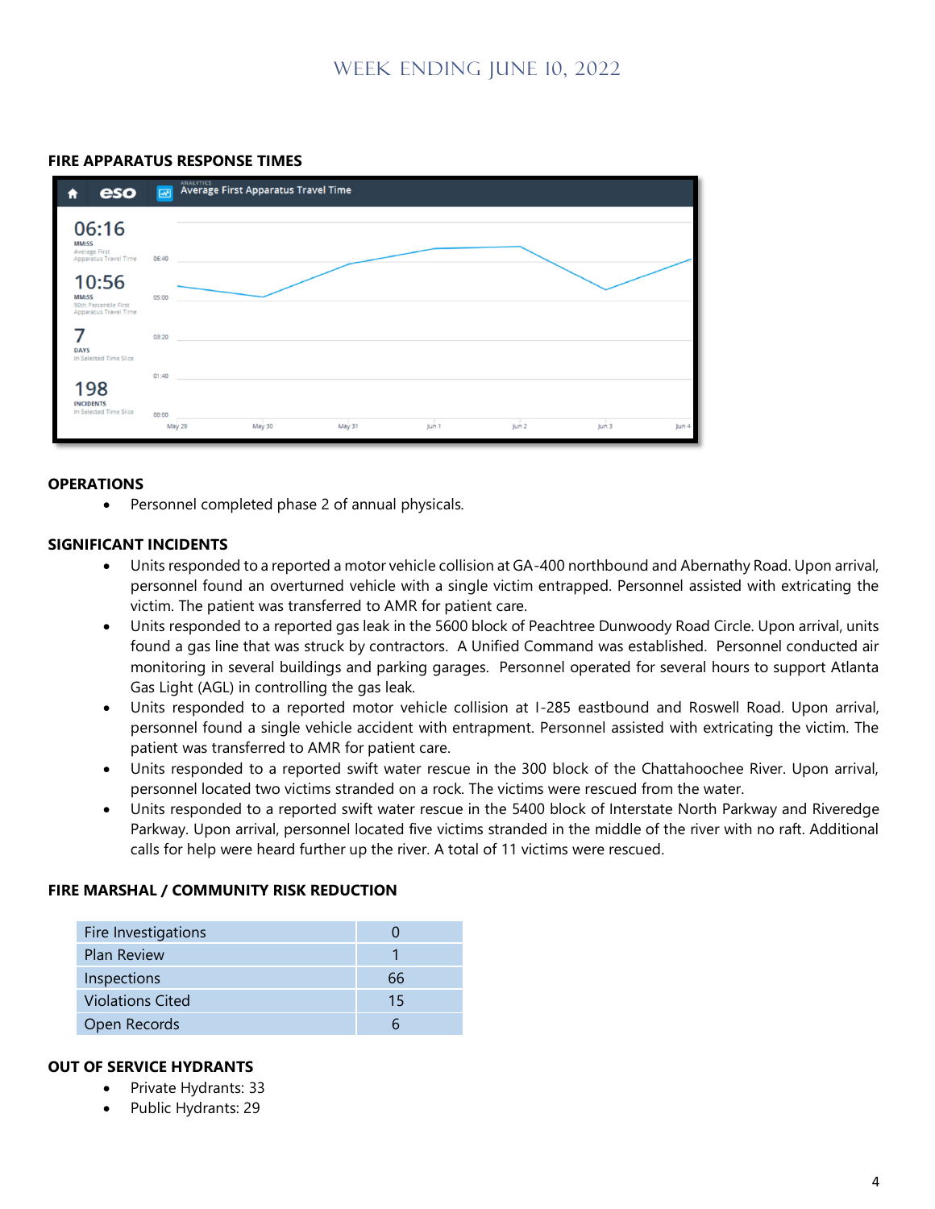# WEEK ENDING JUNE 10, 2022

## FIRE APPARATUS RESPONSE TIMES

Average First Apparatus Travel Time

06:16 MM:SS Average First Apparatus Travel Time

10:56 MM:SS 90th Percentile First Apparatus Travel Time

7 DAYS In Selected Time Slice

198 INCIDENTS In Selected Time Slice

## OPERATIONS

- Personnel completed phase 2 of annual physicals.

## SIGNIFICANT INCIDENTS

- Units responded to a reported a motor vehicle collision at GA-400 northbound and Abernathy Road. Upon arrival, personnel found an overturned vehicle with a single victim entrapped. Personnel assisted with extricating the victim. The patient was transferred to AMR for patient care.
- Units responded to a reported gas leak in the 5600 block of Peachtree Dunwoody Road Circle. Upon arrival, units found a gas line that was struck by contractors. A Unified Command was established. Personnel conducted air monitoring in several buildings and parking garages. Personnel operated for several hours to support Atlanta Gas Light (AGL) in controlling the gas leak.
- Units responded to a reported motor vehicle collision at I-285 eastbound and Roswell Road. Upon arrival, personnel found a single vehicle accident with entrapment. Personnel assisted with extricating the victim. The patient was transferred to AMR for patient care.
- Units responded to a reported swift water rescue in the 300 block of the Chattahoochee River. Upon arrival, personnel located two victims stranded on a rock. The victims were rescued from the water.
- Units responded to a reported swift water rescue in the 5400 block of Interstate North Parkway and Riveredge Parkway. Upon arrival, personnel located five victims stranded in the middle of the river with no raft. Additional calls for help were heard further up the river. A total of 11 victims were rescued.

## FIRE MARSHAL / COMMUNITY RISK REDUCTION

| | |
|---|---|
| Fire Investigations | 0 |
| Plan Review | 1 |
| Inspections | 66 |
| Violations Cited | 15 |
| Open Records | 6 |

## OUT OF SERVICE HYDRANTS

- Private Hydrants: 33
- Public Hydrants: 29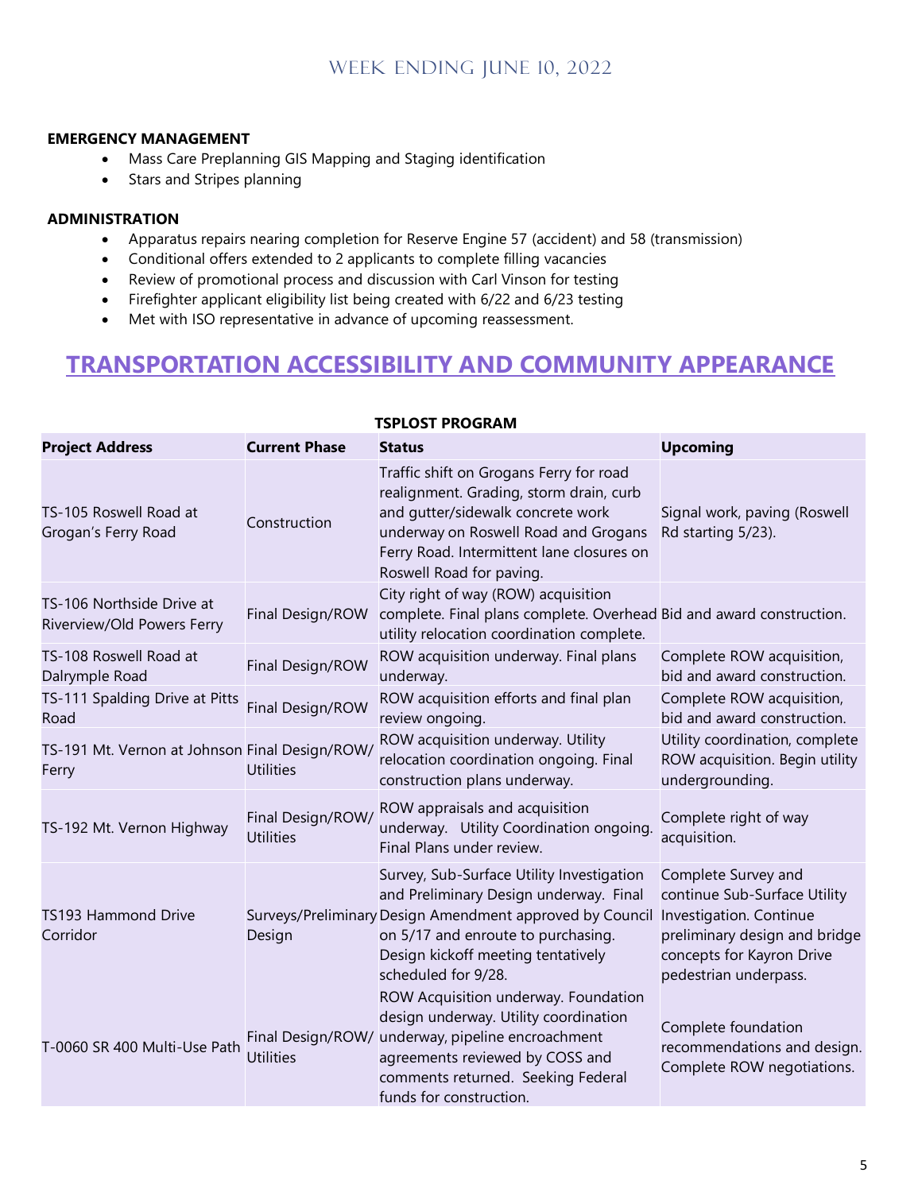**EMERGENCY MANAGEMENT**

- Mass Care Preplanning GIS Mapping and Staging identification
- Stars and Stripes planning

**ADMINISTRATION**

- Apparatus repairs nearing completion for Reserve Engine 57 (accident) and 58 (transmission)
- Conditional offers extended to 2 applicants to complete filling vacancies
- Review of promotional process and discussion with Carl Vinson for testing
- Firefighter applicant eligibility list being created with 6/22 and 6/23 testing
- Met with ISO representative in advance of upcoming reassessment.

## TRANSPORTATION ACCESSIBILITY AND COMMUNITY APPEARANCE

**TSPLOST PROGRAM**

| Project Address | Current Phase | Status | Upcoming |
|---|---|---|---|
| TS-105 Roswell Road at Grogan's Ferry Road | Construction | Traffic shift on Grogans Ferry for road realignment. Grading, storm drain, curb and gutter/sidewalk concrete work underway on Roswell Road and Grogans Ferry Road. Intermittent lane closures on Roswell Road for paving. | Signal work, paving (Roswell Rd starting 5/23). |
| TS-106 Northside Drive at Riverview/Old Powers Ferry | Final Design/ROW | City right of way (ROW) acquisition complete. Final plans complete. Overhead utility relocation coordination complete. | Bid and award construction. |
| TS-108 Roswell Road at Dalrymple Road | Final Design/ROW | ROW acquisition underway. Final plans underway. | Complete ROW acquisition, bid and award construction. |
| TS-111 Spalding Drive at Pitts Road | Final Design/ROW | ROW acquisition efforts and final plan review ongoing. | Complete ROW acquisition, bid and award construction. |
| TS-191 Mt. Vernon at Johnson Ferry | Final Design/ROW/ Utilities | ROW acquisition underway. Utility relocation coordination ongoing. Final construction plans underway. | Utility coordination, complete ROW acquisition. Begin utility undergrounding. |
| TS-192 Mt. Vernon Highway | Final Design/ROW/ Utilities | ROW appraisals and acquisition underway. Utility Coordination ongoing. Final Plans under review. | Complete right of way acquisition. |
| TS193 Hammond Drive Corridor | Surveys/Preliminary Design | Survey, Sub-Surface Utility Investigation and Preliminary Design underway. Final Design Amendment approved by Council on 5/17 and enroute to purchasing. Design kickoff meeting tentatively scheduled for 9/28. | Complete Survey and continue Sub-Surface Utility Investigation. Continue preliminary design and bridge concepts for Kayron Drive pedestrian underpass. |
| T-0060 SR 400 Multi-Use Path | Final Design/ROW/ Utilities | ROW Acquisition underway. Foundation design underway. Utility coordination underway, pipeline encroachment agreements reviewed by COSS and comments returned. Seeking Federal funds for construction. | Complete foundation recommendations and design. Complete ROW negotiations. |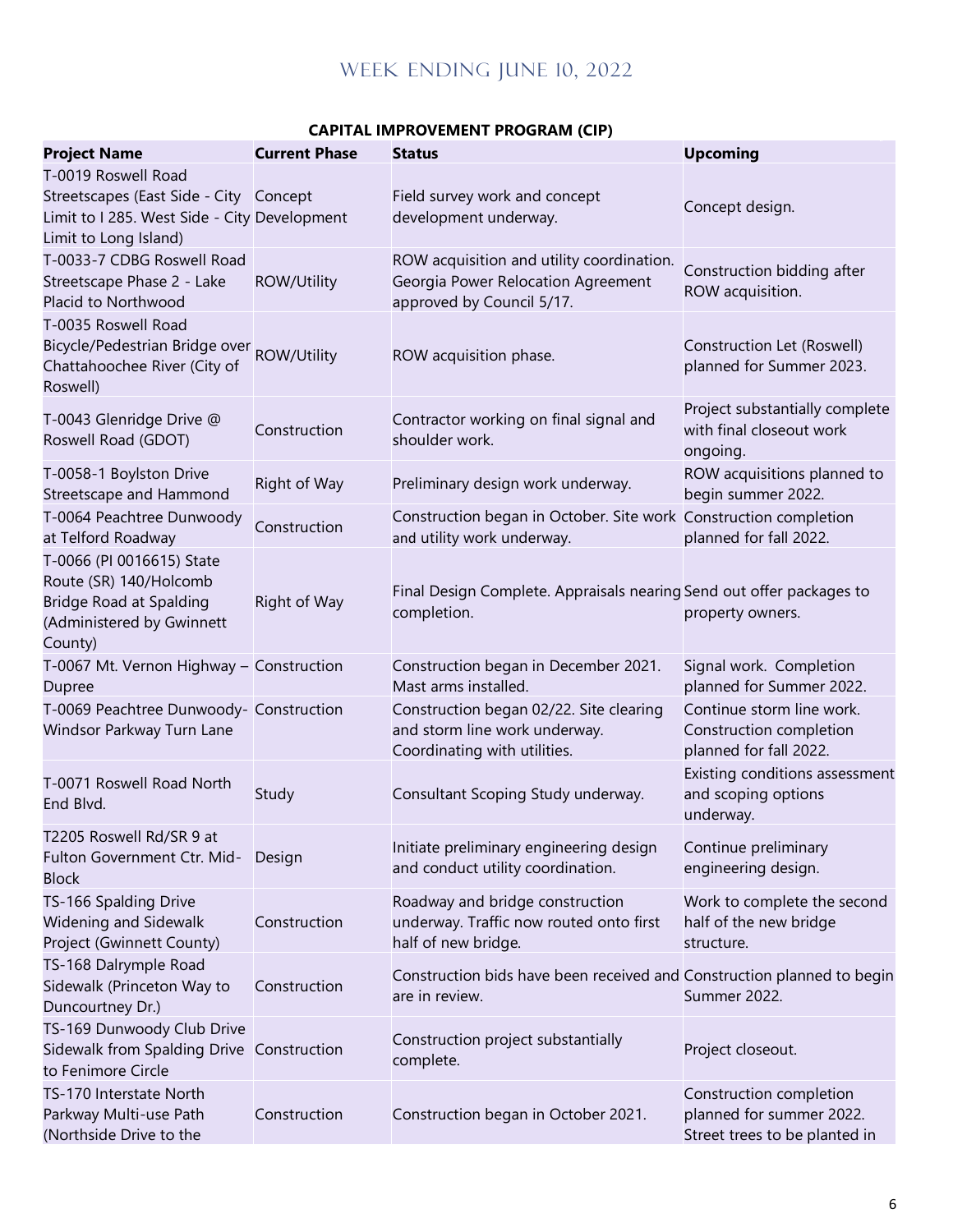# WEEK ENDING JUNE 10, 2022

**CAPITAL IMPROVEMENT PROGRAM (CIP)**

| Project Name | Current Phase | Status | Upcoming |
|---|---|---|---|
| T-0019 Roswell Road Streetscapes (East Side - City Limit to I 285. West Side - City Limit to Long Island) | Concept Development | Field survey work and concept development underway. | Concept design. |
| T-0033-7 CDBG Roswell Road Streetscape Phase 2 - Lake Placid to Northwood | ROW/Utility | ROW acquisition and utility coordination. Georgia Power Relocation Agreement approved by Council 5/17. | Construction bidding after ROW acquisition. |
| T-0035 Roswell Road Bicycle/Pedestrian Bridge over Chattahoochee River (City of Roswell) | ROW/Utility | ROW acquisition phase. | Construction Let (Roswell) planned for Summer 2023. |
| T-0043 Glenridge Drive @ Roswell Road (GDOT) | Construction | Contractor working on final signal and shoulder work. | Project substantially complete with final closeout work ongoing. |
| T-0058-1 Boylston Drive Streetscape and Hammond | Right of Way | Preliminary design work underway. | ROW acquisitions planned to begin summer 2022. |
| T-0064 Peachtree Dunwoody at Telford Roadway | Construction | Construction began in October. Site work and utility work underway. | Construction completion planned for fall 2022. |
| T-0066 (PI 0016615) State Route (SR) 140/Holcomb Bridge Road at Spalding (Administered by Gwinnett County) | Right of Way | Final Design Complete. Appraisals nearing completion. | Send out offer packages to property owners. |
| T-0067 Mt. Vernon Highway – Dupree | Construction | Construction began in December 2021. Mast arms installed. | Signal work. Completion planned for Summer 2022. |
| T-0069 Peachtree Dunwoody-Windsor Parkway Turn Lane | Construction | Construction began 02/22. Site clearing and storm line work underway. Coordinating with utilities. | Continue storm line work. Construction completion planned for fall 2022. |
| T-0071 Roswell Road North End Blvd. | Study | Consultant Scoping Study underway. | Existing conditions assessment and scoping options underway. |
| T2205 Roswell Rd/SR 9 at Fulton Government Ctr. Mid-Block | Design | Initiate preliminary engineering design and conduct utility coordination. | Continue preliminary engineering design. |
| TS-166 Spalding Drive Widening and Sidewalk Project (Gwinnett County) | Construction | Roadway and bridge construction underway. Traffic now routed onto first half of new bridge. | Work to complete the second half of the new bridge structure. |
| TS-168 Dalrymple Road Sidewalk (Princeton Way to Duncourtney Dr.) | Construction | Construction bids have been received and are in review. | Construction planned to begin Summer 2022. |
| TS-169 Dunwoody Club Drive Sidewalk from Spalding Drive to Fenimore Circle | Construction | Construction project substantially complete. | Project closeout. |
| TS-170 Interstate North Parkway Multi-use Path (Northside Drive to the | Construction | Construction began in October 2021. | Construction completion planned for summer 2022. Street trees to be planted in |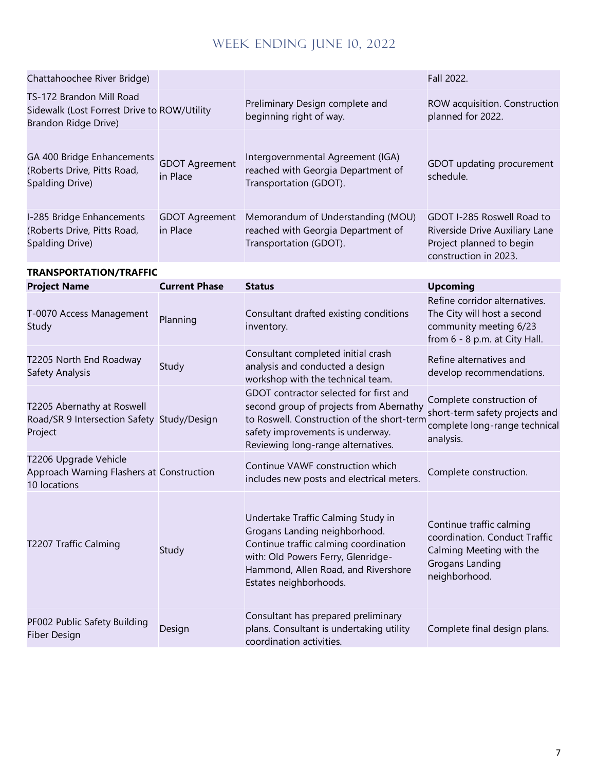| | | | |
|---|---|---|---|
| Chattahoochee River Bridge) | | | Fall 2022. |
| TS-172 Brandon Mill Road Sidewalk (Lost Forrest Drive to Brandon Ridge Drive) | ROW/Utility | Preliminary Design complete and beginning right of way. | ROW acquisition. Construction planned for 2022. |
| GA 400 Bridge Enhancements (Roberts Drive, Pitts Road, Spalding Drive) | GDOT Agreement in Place | Intergovernmental Agreement (IGA) reached with Georgia Department of Transportation (GDOT). | GDOT updating procurement schedule. |
| I-285 Bridge Enhancements (Roberts Drive, Pitts Road, Spalding Drive) | GDOT Agreement in Place | Memorandum of Understanding (MOU) reached with Georgia Department of Transportation (GDOT). | GDOT I-285 Roswell Road to Riverside Drive Auxiliary Lane Project planned to begin construction in 2023. |

**TRANSPORTATION/TRAFFIC**

| Project Name | Current Phase | Status | Upcoming |
|---|---|---|---|
| T-0070 Access Management Study | Planning | Consultant drafted existing conditions inventory. | Refine corridor alternatives. The City will host a second community meeting 6/23 from 6 - 8 p.m. at City Hall. |
| T2205 North End Roadway Safety Analysis | Study | Consultant completed initial crash analysis and conducted a design workshop with the technical team. | Refine alternatives and develop recommendations. |
| T2205 Abernathy at Roswell Road/SR 9 Intersection Safety Project | Study/Design | GDOT contractor selected for first and second group of projects from Abernathy to Roswell. Construction of the short-term safety improvements is underway. Reviewing long-range alternatives. | Complete construction of short-term safety projects and complete long-range technical analysis. |
| T2206 Upgrade Vehicle Approach Warning Flashers at 10 locations | Construction | Continue VAWF construction which includes new posts and electrical meters. | Complete construction. |
| T2207 Traffic Calming | Study | Undertake Traffic Calming Study in Grogans Landing neighborhood. Continue traffic calming coordination with: Old Powers Ferry, Glenridge-Hammond, Allen Road, and Rivershore Estates neighborhoods. | Continue traffic calming coordination. Conduct Traffic Calming Meeting with the Grogans Landing neighborhood. |
| PF002 Public Safety Building Fiber Design | Design | Consultant has prepared preliminary plans. Consultant is undertaking utility coordination activities. | Complete final design plans. |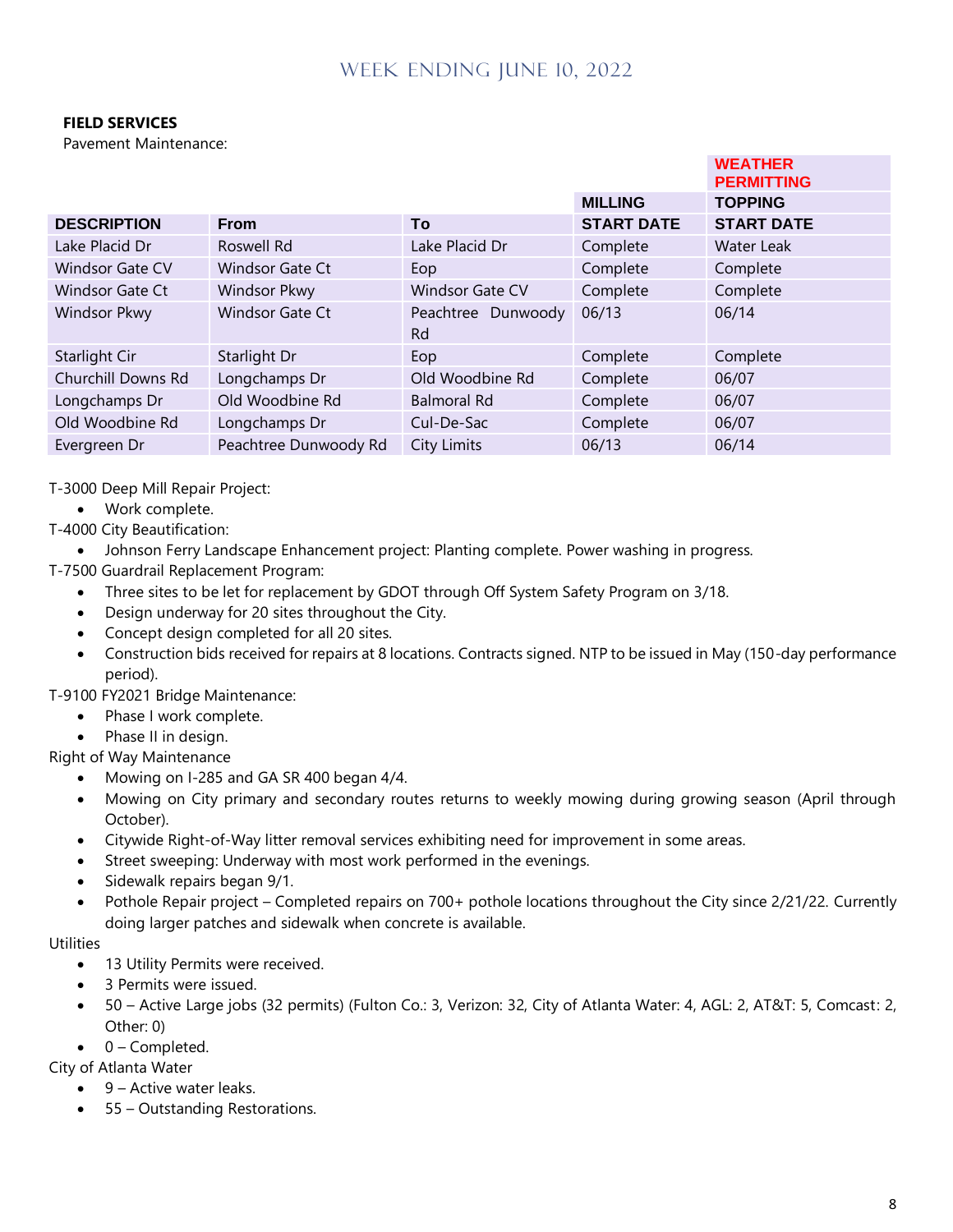# WEEK ENDING JUNE 10, 2022

**FIELD SERVICES**

Pavement Maintenance:

| | | | | WEATHER PERMITTING |
|---|---|---|---|---|
| | | | MILLING | TOPPING |
| DESCRIPTION | From | To | START DATE | START DATE |
| Lake Placid Dr | Roswell Rd | Lake Placid Dr | Complete | Water Leak |
| Windsor Gate CV | Windsor Gate Ct | Eop | Complete | Complete |
| Windsor Gate Ct | Windsor Pkwy | Windsor Gate CV | Complete | Complete |
| Windsor Pkwy | Windsor Gate Ct | Peachtree Dunwoody Rd | 06/13 | 06/14 |
| Starlight Cir | Starlight Dr | Eop | Complete | Complete |
| Churchill Downs Rd | Longchamps Dr | Old Woodbine Rd | Complete | 06/07 |
| Longchamps Dr | Old Woodbine Rd | Balmoral Rd | Complete | 06/07 |
| Old Woodbine Rd | Longchamps Dr | Cul-De-Sac | Complete | 06/07 |
| Evergreen Dr | Peachtree Dunwoody Rd | City Limits | 06/13 | 06/14 |

T-3000 Deep Mill Repair Project:

- Work complete.

T-4000 City Beautification:

- Johnson Ferry Landscape Enhancement project: Planting complete. Power washing in progress.

T-7500 Guardrail Replacement Program:

- Three sites to be let for replacement by GDOT through Off System Safety Program on 3/18.
- Design underway for 20 sites throughout the City.
- Concept design completed for all 20 sites.
- Construction bids received for repairs at 8 locations. Contracts signed. NTP to be issued in May (150-day performance period).

T-9100 FY2021 Bridge Maintenance:

- Phase I work complete.
- Phase II in design.

Right of Way Maintenance

- Mowing on I-285 and GA SR 400 began 4/4.
- Mowing on City primary and secondary routes returns to weekly mowing during growing season (April through October).
- Citywide Right-of-Way litter removal services exhibiting need for improvement in some areas.
- Street sweeping: Underway with most work performed in the evenings.
- Sidewalk repairs began 9/1.
- Pothole Repair project – Completed repairs on 700+ pothole locations throughout the City since 2/21/22. Currently doing larger patches and sidewalk when concrete is available.

Utilities

- 13 Utility Permits were received.
- 3 Permits were issued.
- 50 – Active Large jobs (32 permits) (Fulton Co.: 3, Verizon: 32, City of Atlanta Water: 4, AGL: 2, AT&T: 5, Comcast: 2, Other: 0)
- 0 – Completed.

City of Atlanta Water

- 9 – Active water leaks.
- 55 – Outstanding Restorations.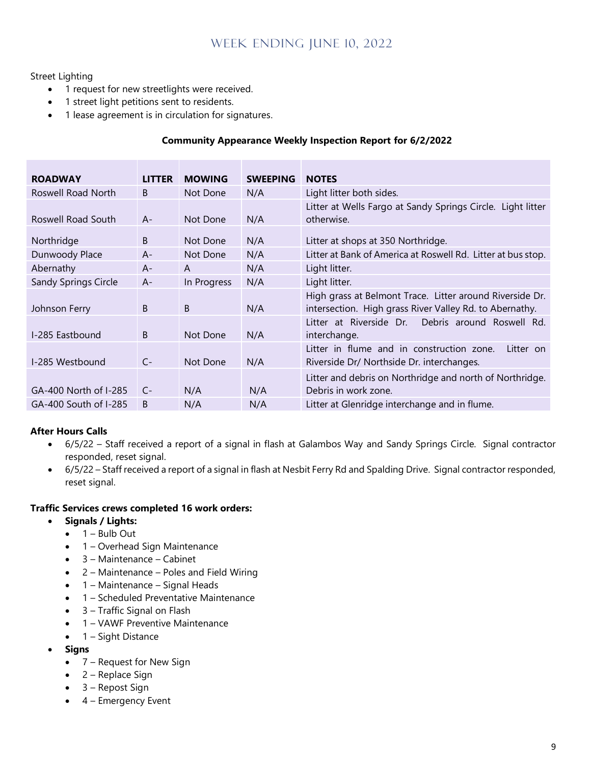Street Lighting

- 1 request for new streetlights were received.
- 1 street light petitions sent to residents.
- 1 lease agreement is in circulation for signatures.

**Community Appearance Weekly Inspection Report for 6/2/2022**

| ROADWAY | LITTER | MOWING | SWEEPING | NOTES |
|---|---|---|---|---|
| Roswell Road North | B | Not Done | N/A | Light litter both sides. |
| Roswell Road South | A- | Not Done | N/A | Litter at Wells Fargo at Sandy Springs Circle. Light litter otherwise. |
| Northridge | B | Not Done | N/A | Litter at shops at 350 Northridge. |
| Dunwoody Place | A- | Not Done | N/A | Litter at Bank of America at Roswell Rd. Litter at bus stop. |
| Abernathy | A- | A | N/A | Light litter. |
| Sandy Springs Circle | A- | In Progress | N/A | Light litter. |
| Johnson Ferry | B | B | N/A | High grass at Belmont Trace. Litter around Riverside Dr. intersection. High grass River Valley Rd. to Abernathy. |
| I-285 Eastbound | B | Not Done | N/A | Litter at Riverside Dr. Debris around Roswell Rd. interchange. |
| I-285 Westbound | C- | Not Done | N/A | Litter in flume and in construction zone. Litter on Riverside Dr/ Northside Dr. interchanges. |
| GA-400 North of I-285 | C- | N/A | N/A | Litter and debris on Northridge and north of Northridge. Debris in work zone. |
| GA-400 South of I-285 | B | N/A | N/A | Litter at Glenridge interchange and in flume. |

**After Hours Calls**

- 6/5/22 – Staff received a report of a signal in flash at Galambos Way and Sandy Springs Circle. Signal contractor responded, reset signal.
- 6/5/22 – Staff received a report of a signal in flash at Nesbit Ferry Rd and Spalding Drive. Signal contractor responded, reset signal.

**Traffic Services crews completed 16 work orders:**

- **Signals / Lights:**
  - 1 – Bulb Out
  - 1 – Overhead Sign Maintenance
  - 3 – Maintenance – Cabinet
  - 2 – Maintenance – Poles and Field Wiring
  - 1 – Maintenance – Signal Heads
  - 1 – Scheduled Preventative Maintenance
  - 3 – Traffic Signal on Flash
  - 1 – VAWF Preventive Maintenance
  - 1 – Sight Distance
- **Signs**
  - 7 – Request for New Sign
  - 2 – Replace Sign
  - 3 – Repost Sign
  - 4 – Emergency Event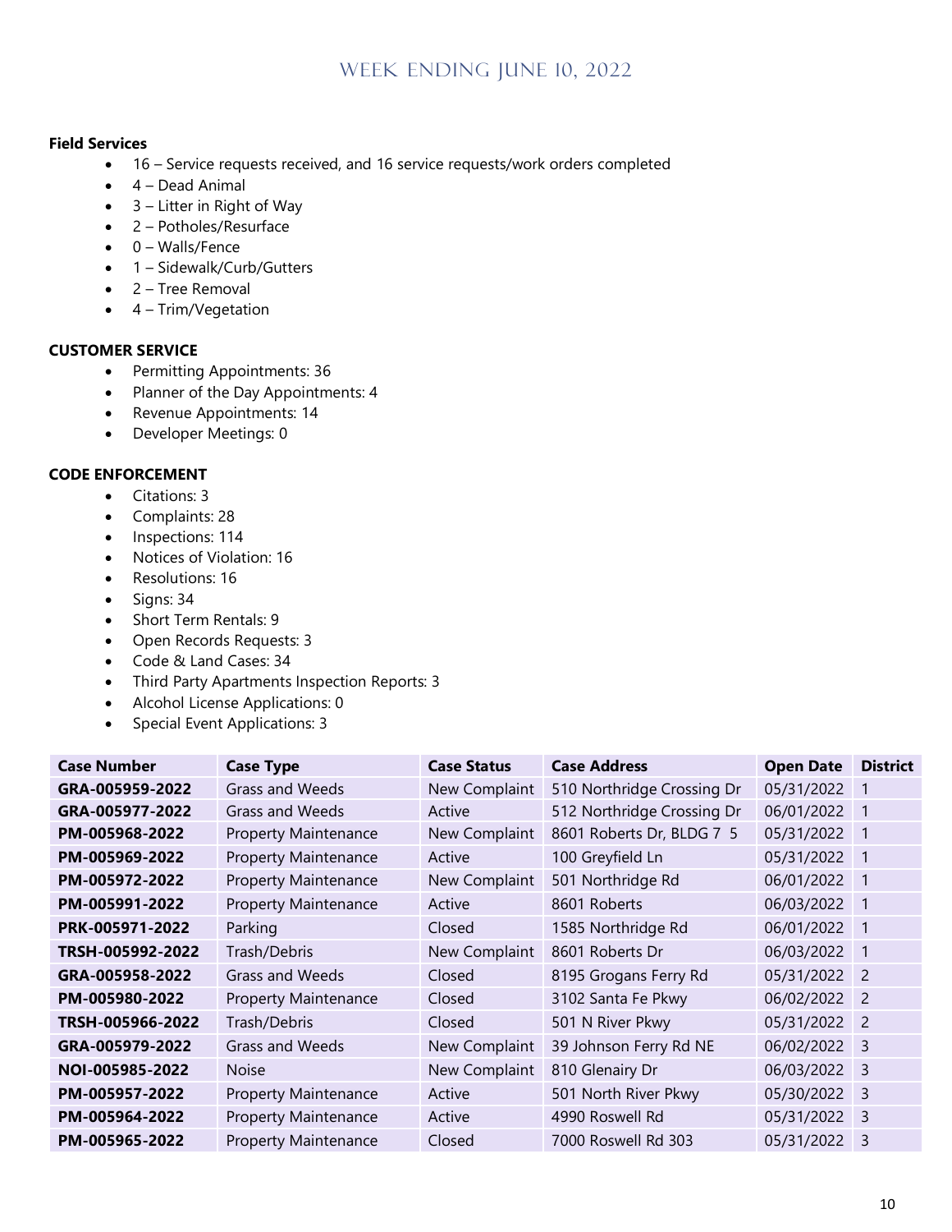# Week Ending June 10, 2022

**Field Services**

- 16 – Service requests received, and 16 service requests/work orders completed
- 4 – Dead Animal
- 3 – Litter in Right of Way
- 2 – Potholes/Resurface
- 0 – Walls/Fence
- 1 – Sidewalk/Curb/Gutters
- 2 – Tree Removal
- 4 – Trim/Vegetation

**CUSTOMER SERVICE**

- Permitting Appointments: 36
- Planner of the Day Appointments: 4
- Revenue Appointments: 14
- Developer Meetings: 0

**CODE ENFORCEMENT**

- Citations: 3
- Complaints: 28
- Inspections: 114
- Notices of Violation: 16
- Resolutions: 16
- Signs: 34
- Short Term Rentals: 9
- Open Records Requests: 3
- Code & Land Cases: 34
- Third Party Apartments Inspection Reports: 3
- Alcohol License Applications: 0
- Special Event Applications: 3

| Case Number | Case Type | Case Status | Case Address | Open Date | District |
|---|---|---|---|---|---|
| **GRA-005959-2022** | Grass and Weeds | New Complaint | 510 Northridge Crossing Dr | 05/31/2022 | 1 |
| **GRA-005977-2022** | Grass and Weeds | Active | 512 Northridge Crossing Dr | 06/01/2022 | 1 |
| **PM-005968-2022** | Property Maintenance | New Complaint | 8601 Roberts Dr, BLDG 7 5 | 05/31/2022 | 1 |
| **PM-005969-2022** | Property Maintenance | Active | 100 Greyfield Ln | 05/31/2022 | 1 |
| **PM-005972-2022** | Property Maintenance | New Complaint | 501 Northridge Rd | 06/01/2022 | 1 |
| **PM-005991-2022** | Property Maintenance | Active | 8601 Roberts | 06/03/2022 | 1 |
| **PRK-005971-2022** | Parking | Closed | 1585 Northridge Rd | 06/01/2022 | 1 |
| **TRSH-005992-2022** | Trash/Debris | New Complaint | 8601 Roberts Dr | 06/03/2022 | 1 |
| **GRA-005958-2022** | Grass and Weeds | Closed | 8195 Grogans Ferry Rd | 05/31/2022 | 2 |
| **PM-005980-2022** | Property Maintenance | Closed | 3102 Santa Fe Pkwy | 06/02/2022 | 2 |
| **TRSH-005966-2022** | Trash/Debris | Closed | 501 N River Pkwy | 05/31/2022 | 2 |
| **GRA-005979-2022** | Grass and Weeds | New Complaint | 39 Johnson Ferry Rd NE | 06/02/2022 | 3 |
| **NOI-005985-2022** | Noise | New Complaint | 810 Glenairy Dr | 06/03/2022 | 3 |
| **PM-005957-2022** | Property Maintenance | Active | 501 North River Pkwy | 05/30/2022 | 3 |
| **PM-005964-2022** | Property Maintenance | Active | 4990 Roswell Rd | 05/31/2022 | 3 |
| **PM-005965-2022** | Property Maintenance | Closed | 7000 Roswell Rd 303 | 05/31/2022 | 3 |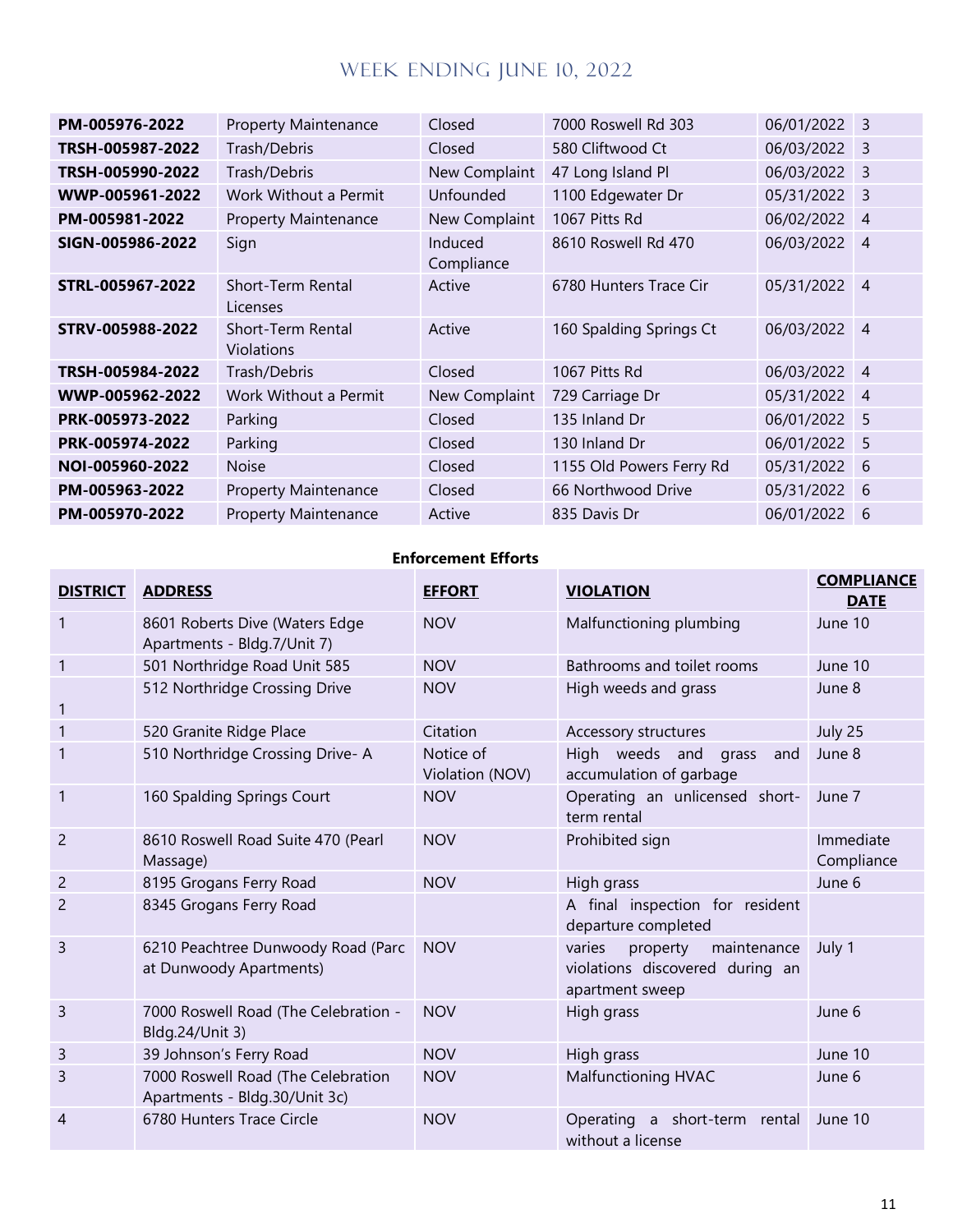# Week Ending June 10, 2022

| | | | | | |
|---|---|---|---|---|---|
| **PM-005976-2022** | Property Maintenance | Closed | 7000 Roswell Rd 303 | 06/01/2022 | 3 |
| **TRSH-005987-2022** | Trash/Debris | Closed | 580 Cliftwood Ct | 06/03/2022 | 3 |
| **TRSH-005990-2022** | Trash/Debris | New Complaint | 47 Long Island Pl | 06/03/2022 | 3 |
| **WWP-005961-2022** | Work Without a Permit | Unfounded | 1100 Edgewater Dr | 05/31/2022 | 3 |
| **PM-005981-2022** | Property Maintenance | New Complaint | 1067 Pitts Rd | 06/02/2022 | 4 |
| **SIGN-005986-2022** | Sign | Induced Compliance | 8610 Roswell Rd 470 | 06/03/2022 | 4 |
| **STRL-005967-2022** | Short-Term Rental Licenses | Active | 6780 Hunters Trace Cir | 05/31/2022 | 4 |
| **STRV-005988-2022** | Short-Term Rental Violations | Active | 160 Spalding Springs Ct | 06/03/2022 | 4 |
| **TRSH-005984-2022** | Trash/Debris | Closed | 1067 Pitts Rd | 06/03/2022 | 4 |
| **WWP-005962-2022** | Work Without a Permit | New Complaint | 729 Carriage Dr | 05/31/2022 | 4 |
| **PRK-005973-2022** | Parking | Closed | 135 Inland Dr | 06/01/2022 | 5 |
| **PRK-005974-2022** | Parking | Closed | 130 Inland Dr | 06/01/2022 | 5 |
| **NOI-005960-2022** | Noise | Closed | 1155 Old Powers Ferry Rd | 05/31/2022 | 6 |
| **PM-005963-2022** | Property Maintenance | Closed | 66 Northwood Drive | 05/31/2022 | 6 |
| **PM-005970-2022** | Property Maintenance | Active | 835 Davis Dr | 06/01/2022 | 6 |

**Enforcement Efforts**

| **DISTRICT** | **ADDRESS** | **EFFORT** | **VIOLATION** | **COMPLIANCE DATE** |
|---|---|---|---|---|
| 1 | 8601 Roberts Dive (Waters Edge Apartments - Bldg.7/Unit 7) | NOV | Malfunctioning plumbing | June 10 |
| 1 | 501 Northridge Road Unit 585 | NOV | Bathrooms and toilet rooms | June 10 |
| 1 | 512 Northridge Crossing Drive | NOV | High weeds and grass | June 8 |
| 1 | 520 Granite Ridge Place | Citation | Accessory structures | July 25 |
| 1 | 510 Northridge Crossing Drive- A | Notice of Violation (NOV) | High weeds and grass and accumulation of garbage | June 8 |
| 1 | 160 Spalding Springs Court | NOV | Operating an unlicensed short-term rental | June 7 |
| 2 | 8610 Roswell Road Suite 470 (Pearl Massage) | NOV | Prohibited sign | Immediate Compliance |
| 2 | 8195 Grogans Ferry Road | NOV | High grass | June 6 |
| 2 | 8345 Grogans Ferry Road | | A final inspection for resident departure completed | |
| 3 | 6210 Peachtree Dunwoody Road (Parc at Dunwoody Apartments) | NOV | varies property maintenance violations discovered during an apartment sweep | July 1 |
| 3 | 7000 Roswell Road (The Celebration - Bldg.24/Unit 3) | NOV | High grass | June 6 |
| 3 | 39 Johnson's Ferry Road | NOV | High grass | June 10 |
| 3 | 7000 Roswell Road (The Celebration Apartments - Bldg.30/Unit 3c) | NOV | Malfunctioning HVAC | June 6 |
| 4 | 6780 Hunters Trace Circle | NOV | Operating a short-term rental without a license | June 10 |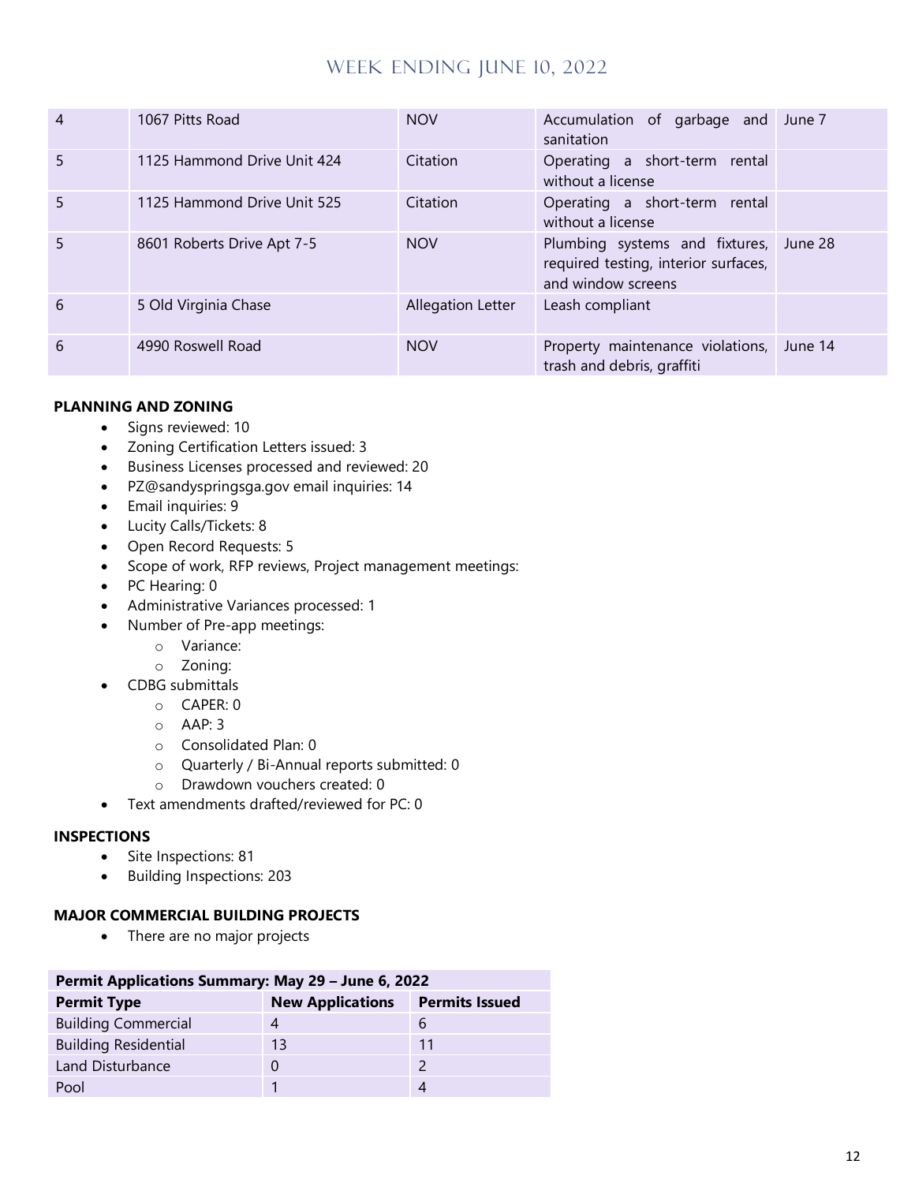| 4 | 1067 Pitts Road | NOV | Accumulation of garbage and sanitation | June 7 |
|---|---|---|---|---|
| 5 | 1125 Hammond Drive Unit 424 | Citation | Operating a short-term rental without a license | |
| 5 | 1125 Hammond Drive Unit 525 | Citation | Operating a short-term rental without a license | |
| 5 | 8601 Roberts Drive Apt 7-5 | NOV | Plumbing systems and fixtures, required testing, interior surfaces, and window screens | June 28 |
| 6 | 5 Old Virginia Chase | Allegation Letter | Leash compliant | |
| 6 | 4990 Roswell Road | NOV | Property maintenance violations, trash and debris, graffiti | June 14 |

**PLANNING AND ZONING**

- Signs reviewed: 10
- Zoning Certification Letters issued: 3
- Business Licenses processed and reviewed: 20
- PZ@sandyspringsga.gov email inquiries: 14
- Email inquiries: 9
- Lucity Calls/Tickets: 8
- Open Record Requests: 5
- Scope of work, RFP reviews, Project management meetings:
- PC Hearing: 0
- Administrative Variances processed: 1
- Number of Pre-app meetings:
  - Variance:
  - Zoning:
- CDBG submittals
  - CAPER: 0
  - AAP: 3
  - Consolidated Plan: 0
  - Quarterly / Bi-Annual reports submitted: 0
  - Drawdown vouchers created: 0
- Text amendments drafted/reviewed for PC: 0

**INSPECTIONS**

- Site Inspections: 81
- Building Inspections: 203

**MAJOR COMMERCIAL BUILDING PROJECTS**

- There are no major projects

| Permit Applications Summary: May 29 – June 6, 2022 | | |
|---|---|---|
| **Permit Type** | **New Applications** | **Permits Issued** |
| Building Commercial | 4 | 6 |
| Building Residential | 13 | 11 |
| Land Disturbance | 0 | 2 |
| Pool | 1 | 4 |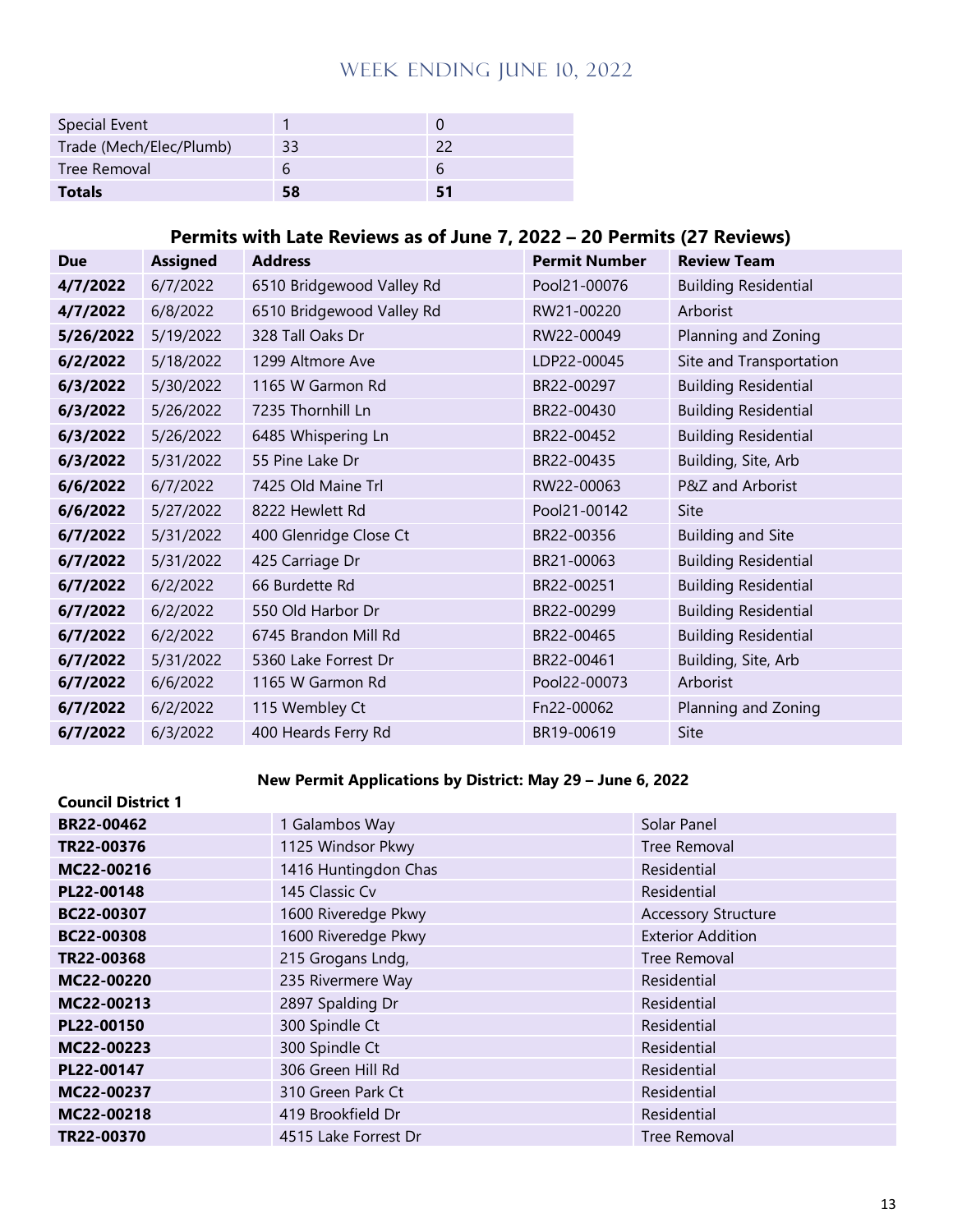# Week Ending June 10, 2022

| | | |
|---|---|---|
| Special Event | 1 | 0 |
| Trade (Mech/Elec/Plumb) | 33 | 22 |
| Tree Removal | 6 | 6 |
| **Totals** | **58** | **51** |

## Permits with Late Reviews as of June 7, 2022 – 20 Permits (27 Reviews)

| Due | Assigned | Address | Permit Number | Review Team |
|---|---|---|---|---|
| **4/7/2022** | 6/7/2022 | 6510 Bridgewood Valley Rd | Pool21-00076 | Building Residential |
| **4/7/2022** | 6/8/2022 | 6510 Bridgewood Valley Rd | RW21-00220 | Arborist |
| **5/26/2022** | 5/19/2022 | 328 Tall Oaks Dr | RW22-00049 | Planning and Zoning |
| **6/2/2022** | 5/18/2022 | 1299 Altmore Ave | LDP22-00045 | Site and Transportation |
| **6/3/2022** | 5/30/2022 | 1165 W Garmon Rd | BR22-00297 | Building Residential |
| **6/3/2022** | 5/26/2022 | 7235 Thornhill Ln | BR22-00430 | Building Residential |
| **6/3/2022** | 5/26/2022 | 6485 Whispering Ln | BR22-00452 | Building Residential |
| **6/3/2022** | 5/31/2022 | 55 Pine Lake Dr | BR22-00435 | Building, Site, Arb |
| **6/6/2022** | 6/7/2022 | 7425 Old Maine Trl | RW22-00063 | P&Z and Arborist |
| **6/6/2022** | 5/27/2022 | 8222 Hewlett Rd | Pool21-00142 | Site |
| **6/7/2022** | 5/31/2022 | 400 Glenridge Close Ct | BR22-00356 | Building and Site |
| **6/7/2022** | 5/31/2022 | 425 Carriage Dr | BR21-00063 | Building Residential |
| **6/7/2022** | 6/2/2022 | 66 Burdette Rd | BR22-00251 | Building Residential |
| **6/7/2022** | 6/2/2022 | 550 Old Harbor Dr | BR22-00299 | Building Residential |
| **6/7/2022** | 6/2/2022 | 6745 Brandon Mill Rd | BR22-00465 | Building Residential |
| **6/7/2022** | 5/31/2022 | 5360 Lake Forrest Dr | BR22-00461 | Building, Site, Arb |
| **6/7/2022** | 6/6/2022 | 1165 W Garmon Rd | Pool22-00073 | Arborist |
| **6/7/2022** | 6/2/2022 | 115 Wembley Ct | Fn22-00062 | Planning and Zoning |
| **6/7/2022** | 6/3/2022 | 400 Heards Ferry Rd | BR19-00619 | Site |

## New Permit Applications by District: May 29 – June 6, 2022

**Council District 1**

| | | |
|---|---|---|
| **BR22-00462** | 1 Galambos Way | Solar Panel |
| **TR22-00376** | 1125 Windsor Pkwy | Tree Removal |
| **MC22-00216** | 1416 Huntingdon Chas | Residential |
| **PL22-00148** | 145 Classic Cv | Residential |
| **BC22-00307** | 1600 Riveredge Pkwy | Accessory Structure |
| **BC22-00308** | 1600 Riveredge Pkwy | Exterior Addition |
| **TR22-00368** | 215 Grogans Lndg, | Tree Removal |
| **MC22-00220** | 235 Rivermere Way | Residential |
| **MC22-00213** | 2897 Spalding Dr | Residential |
| **PL22-00150** | 300 Spindle Ct | Residential |
| **MC22-00223** | 300 Spindle Ct | Residential |
| **PL22-00147** | 306 Green Hill Rd | Residential |
| **MC22-00237** | 310 Green Park Ct | Residential |
| **MC22-00218** | 419 Brookfield Dr | Residential |
| **TR22-00370** | 4515 Lake Forrest Dr | Tree Removal |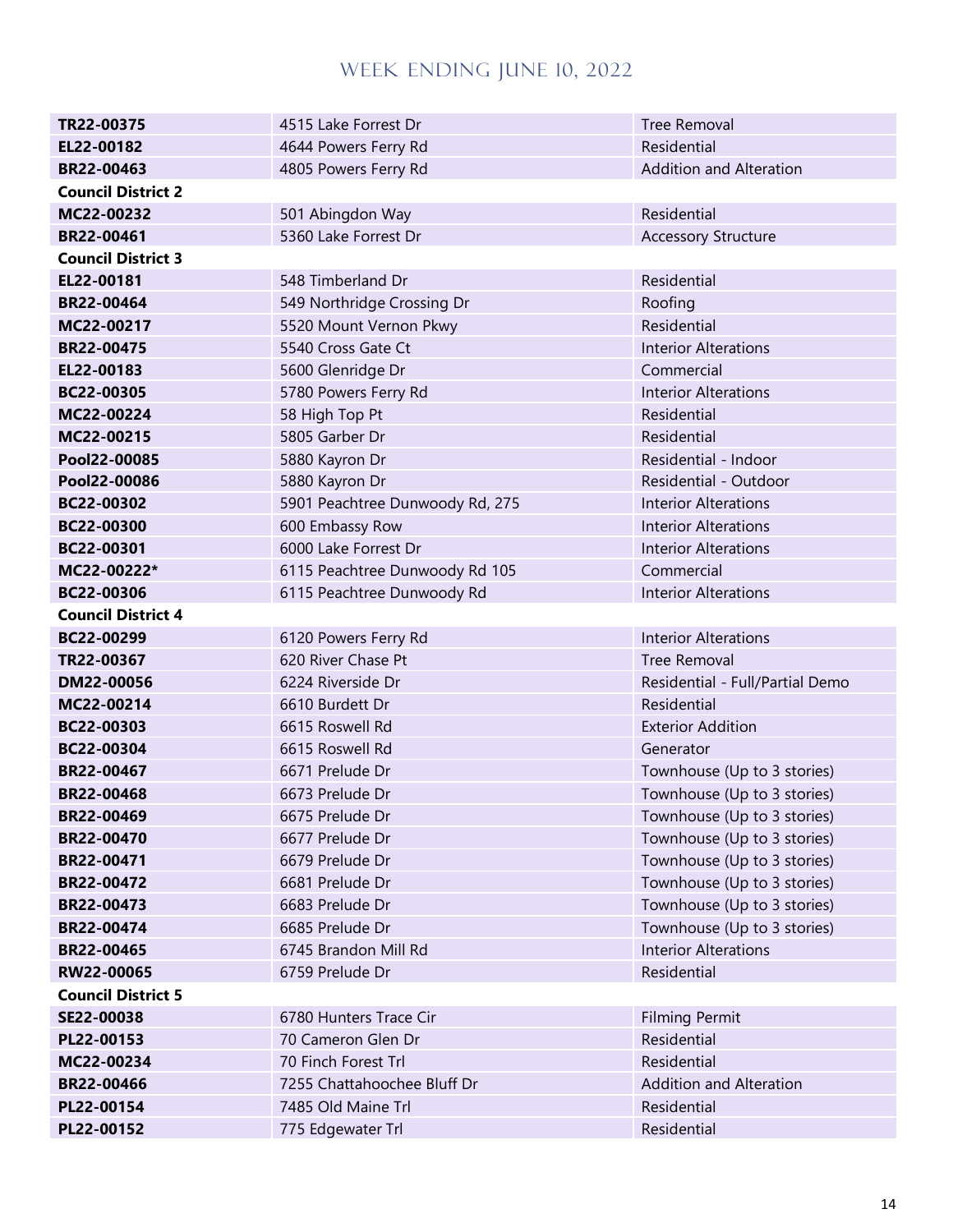## WEEK ENDING JUNE 10, 2022

| | | |
|---|---|---|
| **TR22-00375** | 4515 Lake Forrest Dr | Tree Removal |
| **EL22-00182** | 4644 Powers Ferry Rd | Residential |
| **BR22-00463** | 4805 Powers Ferry Rd | Addition and Alteration |
| **Council District 2** | | |
| **MC22-00232** | 501 Abingdon Way | Residential |
| **BR22-00461** | 5360 Lake Forrest Dr | Accessory Structure |
| **Council District 3** | | |
| **EL22-00181** | 548 Timberland Dr | Residential |
| **BR22-00464** | 549 Northridge Crossing Dr | Roofing |
| **MC22-00217** | 5520 Mount Vernon Pkwy | Residential |
| **BR22-00475** | 5540 Cross Gate Ct | Interior Alterations |
| **EL22-00183** | 5600 Glenridge Dr | Commercial |
| **BC22-00305** | 5780 Powers Ferry Rd | Interior Alterations |
| **MC22-00224** | 58 High Top Pt | Residential |
| **MC22-00215** | 5805 Garber Dr | Residential |
| **Pool22-00085** | 5880 Kayron Dr | Residential - Indoor |
| **Pool22-00086** | 5880 Kayron Dr | Residential - Outdoor |
| **BC22-00302** | 5901 Peachtree Dunwoody Rd, 275 | Interior Alterations |
| **BC22-00300** | 600 Embassy Row | Interior Alterations |
| **BC22-00301** | 6000 Lake Forrest Dr | Interior Alterations |
| **MC22-00222*** | 6115 Peachtree Dunwoody Rd 105 | Commercial |
| **BC22-00306** | 6115 Peachtree Dunwoody Rd | Interior Alterations |
| **Council District 4** | | |
| **BC22-00299** | 6120 Powers Ferry Rd | Interior Alterations |
| **TR22-00367** | 620 River Chase Pt | Tree Removal |
| **DM22-00056** | 6224 Riverside Dr | Residential - Full/Partial Demo |
| **MC22-00214** | 6610 Burdett Dr | Residential |
| **BC22-00303** | 6615 Roswell Rd | Exterior Addition |
| **BC22-00304** | 6615 Roswell Rd | Generator |
| **BR22-00467** | 6671 Prelude Dr | Townhouse (Up to 3 stories) |
| **BR22-00468** | 6673 Prelude Dr | Townhouse (Up to 3 stories) |
| **BR22-00469** | 6675 Prelude Dr | Townhouse (Up to 3 stories) |
| **BR22-00470** | 6677 Prelude Dr | Townhouse (Up to 3 stories) |
| **BR22-00471** | 6679 Prelude Dr | Townhouse (Up to 3 stories) |
| **BR22-00472** | 6681 Prelude Dr | Townhouse (Up to 3 stories) |
| **BR22-00473** | 6683 Prelude Dr | Townhouse (Up to 3 stories) |
| **BR22-00474** | 6685 Prelude Dr | Townhouse (Up to 3 stories) |
| **BR22-00465** | 6745 Brandon Mill Rd | Interior Alterations |
| **RW22-00065** | 6759 Prelude Dr | Residential |
| **Council District 5** | | |
| **SE22-00038** | 6780 Hunters Trace Cir | Filming Permit |
| **PL22-00153** | 70 Cameron Glen Dr | Residential |
| **MC22-00234** | 70 Finch Forest Trl | Residential |
| **BR22-00466** | 7255 Chattahoochee Bluff Dr | Addition and Alteration |
| **PL22-00154** | 7485 Old Maine Trl | Residential |
| **PL22-00152** | 775 Edgewater Trl | Residential |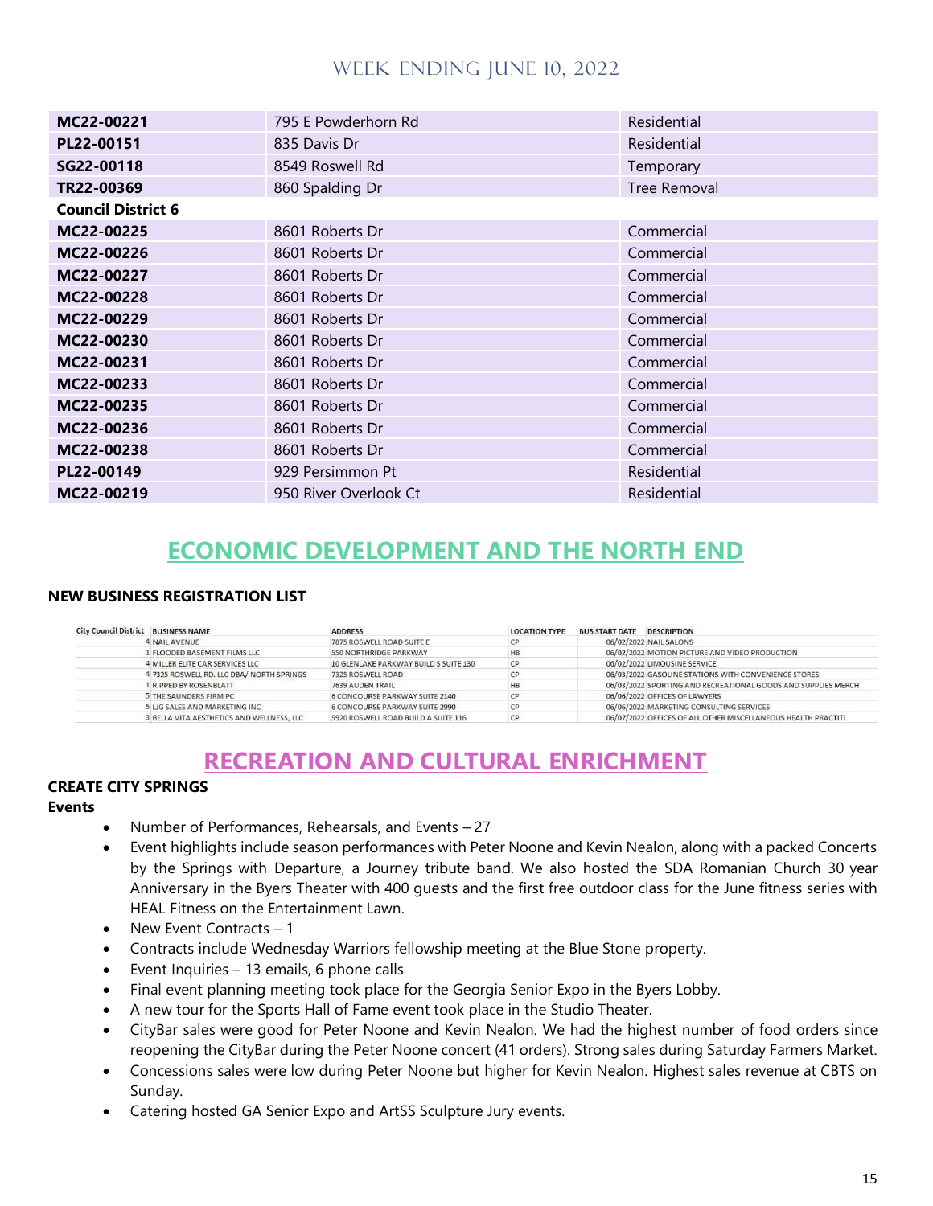| | | |
|---|---|---|
| **MC22-00221** | 795 E Powderhorn Rd | Residential |
| **PL22-00151** | 835 Davis Dr | Residential |
| **SG22-00118** | 8549 Roswell Rd | Temporary |
| **TR22-00369** | 860 Spalding Dr | Tree Removal |
| **Council District 6** | | |
| **MC22-00225** | 8601 Roberts Dr | Commercial |
| **MC22-00226** | 8601 Roberts Dr | Commercial |
| **MC22-00227** | 8601 Roberts Dr | Commercial |
| **MC22-00228** | 8601 Roberts Dr | Commercial |
| **MC22-00229** | 8601 Roberts Dr | Commercial |
| **MC22-00230** | 8601 Roberts Dr | Commercial |
| **MC22-00231** | 8601 Roberts Dr | Commercial |
| **MC22-00233** | 8601 Roberts Dr | Commercial |
| **MC22-00235** | 8601 Roberts Dr | Commercial |
| **MC22-00236** | 8601 Roberts Dr | Commercial |
| **MC22-00238** | 8601 Roberts Dr | Commercial |
| **PL22-00149** | 929 Persimmon Pt | Residential |
| **MC22-00219** | 950 River Overlook Ct | Residential |

## ECONOMIC DEVELOPMENT AND THE NORTH END

### NEW BUSINESS REGISTRATION LIST

| City Council District | BUSINESS NAME | ADDRESS | LOCATION TYPE | BUS START DATE | DESCRIPTION |
|---|---|---|---|---|---|
| 4 | NAIL AVENUE | 7875 ROSWELL ROAD SUITE E | CP | 06/02/2022 | NAIL SALONS |
| 1 | FLOODED BASEMENT FILMS LLC | 550 NORTHRIDGE PARKWAY | HB | 06/02/2022 | MOTION PICTURE AND VIDEO PRODUCTION |
| 4 | MILLER ELITE CAR SERVICES LLC | 10 GLENLAKE PARKWAY BUILD S SUITE 130 | CP | 06/02/2022 | LIMOUSINE SERVICE |
| 4 | 7325 ROSWELL RD, LLC DBA/ NORTH SPRINGS | 7325 ROSWELL ROAD | CP | 06/03/2022 | GASOLINE STATIONS WITH CONVENIENCE STORES |
| 1 | RIPPED BY ROSENBLATT | 7639 AUDEN TRAIL | HB | 06/03/2022 | SPORTING AND RECREATIONAL GOODS AND SUPPLIES MERCH |
| 5 | THE SAUNDERS FIRM PC | 6 CONCOURSE PARKWAY SUITE 2140 | CP | 06/06/2022 | OFFICES OF LAWYERS |
| 5 | LJG SALES AND MARKETING INC | 6 CONCOURSE PARKWAY SUITE 2990 | CP | 06/06/2022 | MARKETING CONSULTING SERVICES |
| 3 | BELLA VITA AESTHETICS AND WELLNESS, LLC | 5920 ROSWELL ROAD BUILD A SUITE 116 | CP | 06/07/2022 | OFFICES OF ALL OTHER MISCELLANEOUS HEALTH PRACTITI |

## RECREATION AND CULTURAL ENRICHMENT

### CREATE CITY SPRINGS

**Events**

- Number of Performances, Rehearsals, and Events – 27
- Event highlights include season performances with Peter Noone and Kevin Nealon, along with a packed Concerts by the Springs with Departure, a Journey tribute band. We also hosted the SDA Romanian Church 30 year Anniversary in the Byers Theater with 400 guests and the first free outdoor class for the June fitness series with HEAL Fitness on the Entertainment Lawn.
- New Event Contracts – 1
- Contracts include Wednesday Warriors fellowship meeting at the Blue Stone property.
- Event Inquiries – 13 emails, 6 phone calls
- Final event planning meeting took place for the Georgia Senior Expo in the Byers Lobby.
- A new tour for the Sports Hall of Fame event took place in the Studio Theater.
- CityBar sales were good for Peter Noone and Kevin Nealon. We had the highest number of food orders since reopening the CityBar during the Peter Noone concert (41 orders). Strong sales during Saturday Farmers Market.
- Concessions sales were low during Peter Noone but higher for Kevin Nealon. Highest sales revenue at CBTS on Sunday.
- Catering hosted GA Senior Expo and ArtSS Sculpture Jury events.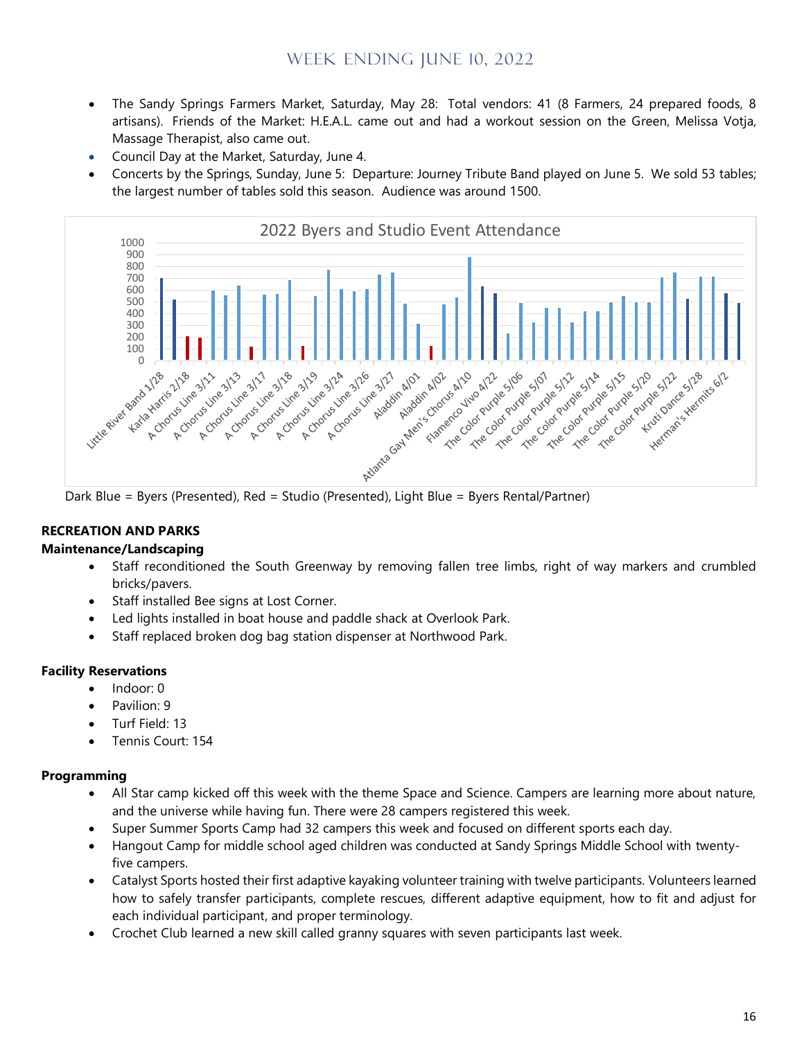- The Sandy Springs Farmers Market, Saturday, May 28: Total vendors: 41 (8 Farmers, 24 prepared foods, 8 artisans). Friends of the Market: H.E.A.L. came out and had a workout session on the Green, Melissa Votja, Massage Therapist, also came out.
- Council Day at the Market, Saturday, June 4.
- Concerts by the Springs, Sunday, June 5: Departure: Journey Tribute Band played on June 5. We sold 53 tables; the largest number of tables sold this season. Audience was around 1500.

2022 Byers and Studio Event Attendance

Dark Blue = Byers (Presented), Red = Studio (Presented), Light Blue = Byers Rental/Partner)

**RECREATION AND PARKS**

**Maintenance/Landscaping**

- Staff reconditioned the South Greenway by removing fallen tree limbs, right of way markers and crumbled bricks/pavers.
- Staff installed Bee signs at Lost Corner.
- Led lights installed in boat house and paddle shack at Overlook Park.
- Staff replaced broken dog bag station dispenser at Northwood Park.

**Facility Reservations**

- Indoor: 0
- Pavilion: 9
- Turf Field: 13
- Tennis Court: 154

**Programming**

- All Star camp kicked off this week with the theme Space and Science. Campers are learning more about nature, and the universe while having fun. There were 28 campers registered this week.
- Super Summer Sports Camp had 32 campers this week and focused on different sports each day.
- Hangout Camp for middle school aged children was conducted at Sandy Springs Middle School with twenty-five campers.
- Catalyst Sports hosted their first adaptive kayaking volunteer training with twelve participants. Volunteers learned how to safely transfer participants, complete rescues, different adaptive equipment, how to fit and adjust for each individual participant, and proper terminology.
- Crochet Club learned a new skill called granny squares with seven participants last week.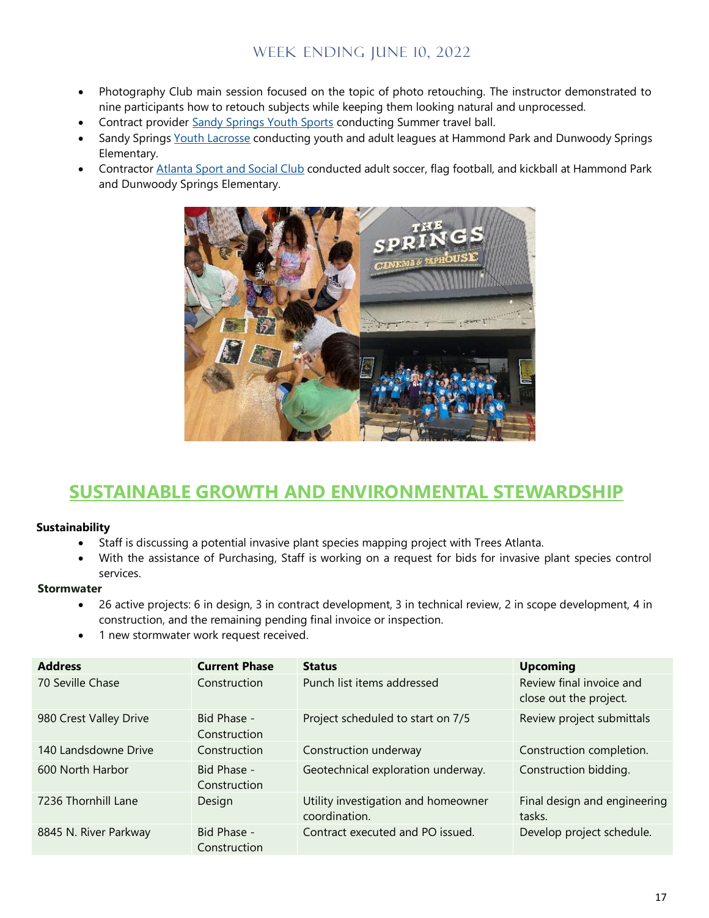- Photography Club main session focused on the topic of photo retouching. The instructor demonstrated to nine participants how to retouch subjects while keeping them looking natural and unprocessed.
- Contract provider Sandy Springs Youth Sports conducting Summer travel ball.
- Sandy Springs Youth Lacrosse conducting youth and adult leagues at Hammond Park and Dunwoody Springs Elementary.
- Contractor Atlanta Sport and Social Club conducted adult soccer, flag football, and kickball at Hammond Park and Dunwoody Springs Elementary.

## SUSTAINABLE GROWTH AND ENVIRONMENTAL STEWARDSHIP

**Sustainability**

- Staff is discussing a potential invasive plant species mapping project with Trees Atlanta.
- With the assistance of Purchasing, Staff is working on a request for bids for invasive plant species control services.

**Stormwater**

- 26 active projects: 6 in design, 3 in contract development, 3 in technical review, 2 in scope development, 4 in construction, and the remaining pending final invoice or inspection.
- 1 new stormwater work request received.

| Address | Current Phase | Status | Upcoming |
|---|---|---|---|
| 70 Seville Chase | Construction | Punch list items addressed | Review final invoice and close out the project. |
| 980 Crest Valley Drive | Bid Phase - Construction | Project scheduled to start on 7/5 | Review project submittals |
| 140 Landsdowne Drive | Construction | Construction underway | Construction completion. |
| 600 North Harbor | Bid Phase - Construction | Geotechnical exploration underway. | Construction bidding. |
| 7236 Thornhill Lane | Design | Utility investigation and homeowner coordination. | Final design and engineering tasks. |
| 8845 N. River Parkway | Bid Phase - Construction | Contract executed and PO issued. | Develop project schedule. |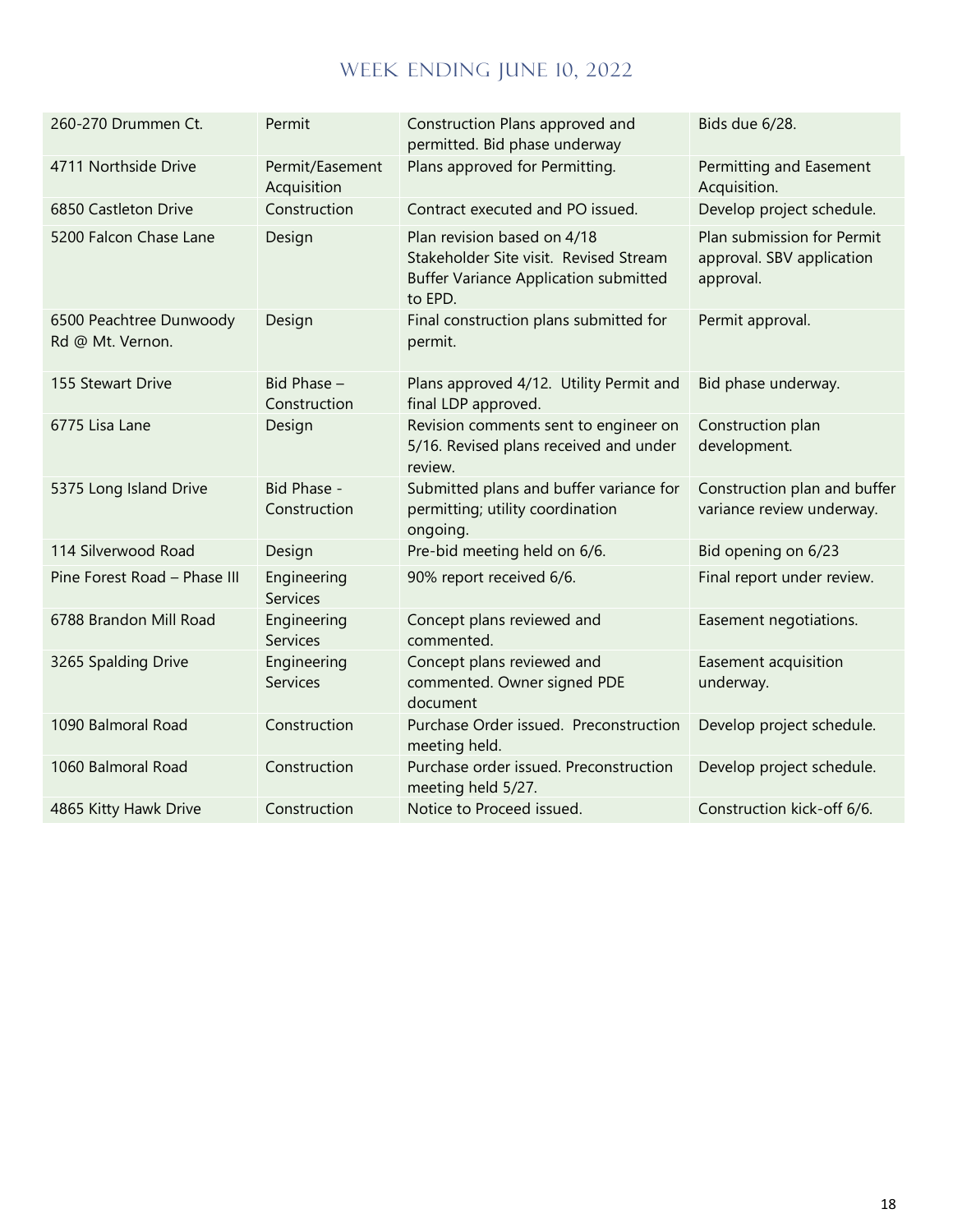| | | | |
|---|---|---|---|
| 260-270 Drummen Ct. | Permit | Construction Plans approved and permitted. Bid phase underway | Bids due 6/28. |
| 4711 Northside Drive | Permit/Easement Acquisition | Plans approved for Permitting. | Permitting and Easement Acquisition. |
| 6850 Castleton Drive | Construction | Contract executed and PO issued. | Develop project schedule. |
| 5200 Falcon Chase Lane | Design | Plan revision based on 4/18 Stakeholder Site visit. Revised Stream Buffer Variance Application submitted to EPD. | Plan submission for Permit approval. SBV application approval. |
| 6500 Peachtree Dunwoody Rd @ Mt. Vernon. | Design | Final construction plans submitted for permit. | Permit approval. |
| 155 Stewart Drive | Bid Phase – Construction | Plans approved 4/12. Utility Permit and final LDP approved. | Bid phase underway. |
| 6775 Lisa Lane | Design | Revision comments sent to engineer on 5/16. Revised plans received and under review. | Construction plan development. |
| 5375 Long Island Drive | Bid Phase - Construction | Submitted plans and buffer variance for permitting; utility coordination ongoing. | Construction plan and buffer variance review underway. |
| 114 Silverwood Road | Design | Pre-bid meeting held on 6/6. | Bid opening on 6/23 |
| Pine Forest Road – Phase III | Engineering Services | 90% report received 6/6. | Final report under review. |
| 6788 Brandon Mill Road | Engineering Services | Concept plans reviewed and commented. | Easement negotiations. |
| 3265 Spalding Drive | Engineering Services | Concept plans reviewed and commented. Owner signed PDE document | Easement acquisition underway. |
| 1090 Balmoral Road | Construction | Purchase Order issued. Preconstruction meeting held. | Develop project schedule. |
| 1060 Balmoral Road | Construction | Purchase order issued. Preconstruction meeting held 5/27. | Develop project schedule. |
| 4865 Kitty Hawk Drive | Construction | Notice to Proceed issued. | Construction kick-off 6/6. |